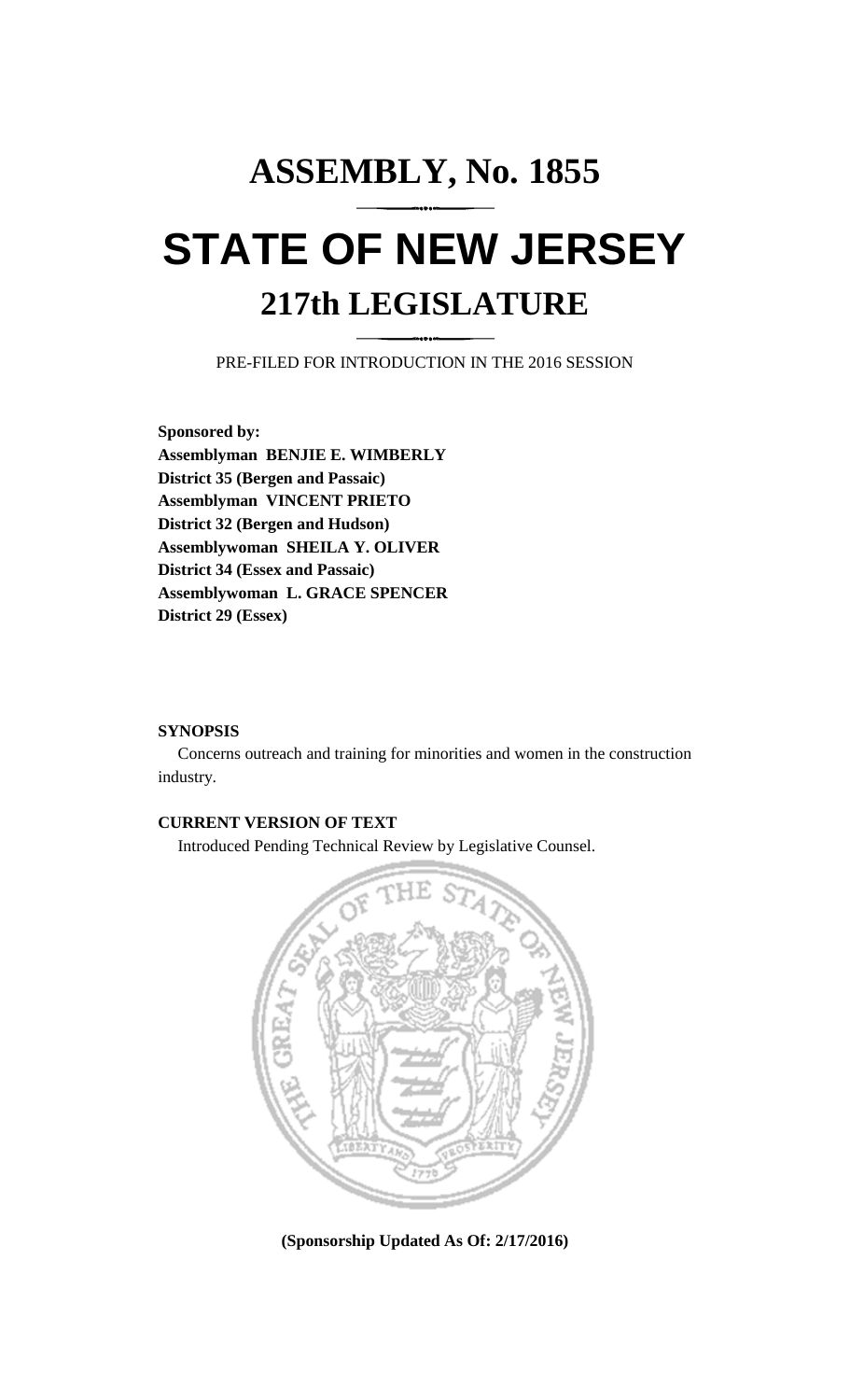# ASSEMBLY, No. 1855

# STATE OF NEW JERSEY

## 217th LEGISLATURE

PRE-FILED FOR INTRODUCTION IN THE 2016 SESSION

**Sponsored by:**
**Assemblyman BENJIE E. WIMBERLY**
**District 35 (Bergen and Passaic)**
**Assemblyman VINCENT PRIETO**
**District 32 (Bergen and Hudson)**
**Assemblywoman SHEILA Y. OLIVER**
**District 34 (Essex and Passaic)**
**Assemblywoman L. GRACE SPENCER**
**District 29 (Essex)**

**SYNOPSIS**

Concerns outreach and training for minorities and women in the construction industry.

**CURRENT VERSION OF TEXT**

Introduced Pending Technical Review by Legislative Counsel.

**(Sponsorship Updated As Of: 2/17/2016)**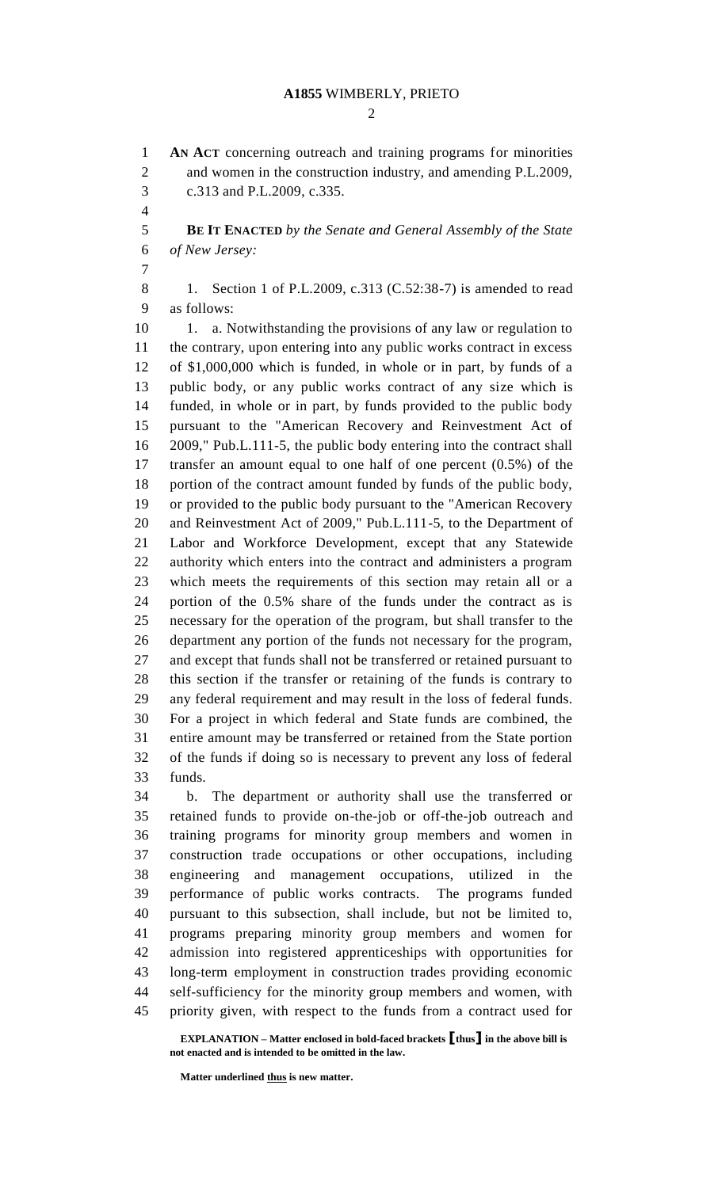**AN ACT** concerning outreach and training programs for minorities and women in the construction industry, and amending P.L.2009, c.313 and P.L.2009, c.335.

**BE IT ENACTED** *by the Senate and General Assembly of the State of New Jersey:*

1. Section 1 of P.L.2009, c.313 (C.52:38-7) is amended to read as follows:

1. a. Notwithstanding the provisions of any law or regulation to the contrary, upon entering into any public works contract in excess of $1,000,000 which is funded, in whole or in part, by funds of a public body, or any public works contract of any size which is funded, in whole or in part, by funds provided to the public body pursuant to the "American Recovery and Reinvestment Act of 2009," Pub.L.111-5, the public body entering into the contract shall transfer an amount equal to one half of one percent (0.5%) of the portion of the contract amount funded by funds of the public body, or provided to the public body pursuant to the "American Recovery and Reinvestment Act of 2009," Pub.L.111-5, to the Department of Labor and Workforce Development, except that any Statewide authority which enters into the contract and administers a program which meets the requirements of this section may retain all or a portion of the 0.5% share of the funds under the contract as is necessary for the operation of the program, but shall transfer to the department any portion of the funds not necessary for the program, and except that funds shall not be transferred or retained pursuant to this section if the transfer or retaining of the funds is contrary to any federal requirement and may result in the loss of federal funds. For a project in which federal and State funds are combined, the entire amount may be transferred or retained from the State portion of the funds if doing so is necessary to prevent any loss of federal funds.

b. The department or authority shall use the transferred or retained funds to provide on-the-job or off-the-job outreach and training programs for minority group members and women in construction trade occupations or other occupations, including engineering and management occupations, utilized in the performance of public works contracts. The programs funded pursuant to this subsection, shall include, but not be limited to, programs preparing minority group members and women for admission into registered apprenticeships with opportunities for long-term employment in construction trades providing economic self-sufficiency for the minority group members and women, with priority given, with respect to the funds from a contract used for

**EXPLANATION – Matter enclosed in bold-faced brackets [thus] in the above bill is not enacted and is intended to be omitted in the law.**

**Matter underlined thus is new matter.**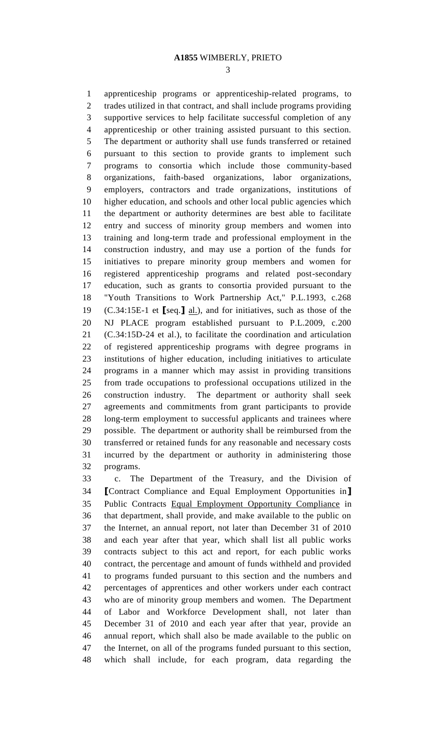apprenticeship programs or apprenticeship-related programs, to trades utilized in that contract, and shall include programs providing supportive services to help facilitate successful completion of any apprenticeship or other training assisted pursuant to this section. The department or authority shall use funds transferred or retained pursuant to this section to provide grants to implement such programs to consortia which include those community-based organizations, faith-based organizations, labor organizations, employers, contractors and trade organizations, institutions of higher education, and schools and other local public agencies which the department or authority determines are best able to facilitate entry and success of minority group members and women into training and long-term trade and professional employment in the construction industry, and may use a portion of the funds for initiatives to prepare minority group members and women for registered apprenticeship programs and related post-secondary education, such as grants to consortia provided pursuant to the "Youth Transitions to Work Partnership Act," P.L.1993, c.268 (C.34:15E-1 et ⟦seq.⟧ al.), and for initiatives, such as those of the NJ PLACE program established pursuant to P.L.2009, c.200 (C.34:15D-24 et al.), to facilitate the coordination and articulation of registered apprenticeship programs with degree programs in institutions of higher education, including initiatives to articulate programs in a manner which may assist in providing transitions from trade occupations to professional occupations utilized in the construction industry. The department or authority shall seek agreements and commitments from grant participants to provide long-term employment to successful applicants and trainees where possible. The department or authority shall be reimbursed from the transferred or retained funds for any reasonable and necessary costs incurred by the department or authority in administering those programs.

c. The Department of the Treasury, and the Division of ⟦Contract Compliance and Equal Employment Opportunities in⟧ Public Contracts Equal Employment Opportunity Compliance in that department, shall provide, and make available to the public on the Internet, an annual report, not later than December 31 of 2010 and each year after that year, which shall list all public works contracts subject to this act and report, for each public works contract, the percentage and amount of funds withheld and provided to programs funded pursuant to this section and the numbers and percentages of apprentices and other workers under each contract who are of minority group members and women. The Department of Labor and Workforce Development shall, not later than December 31 of 2010 and each year after that year, provide an annual report, which shall also be made available to the public on the Internet, on all of the programs funded pursuant to this section, which shall include, for each program, data regarding the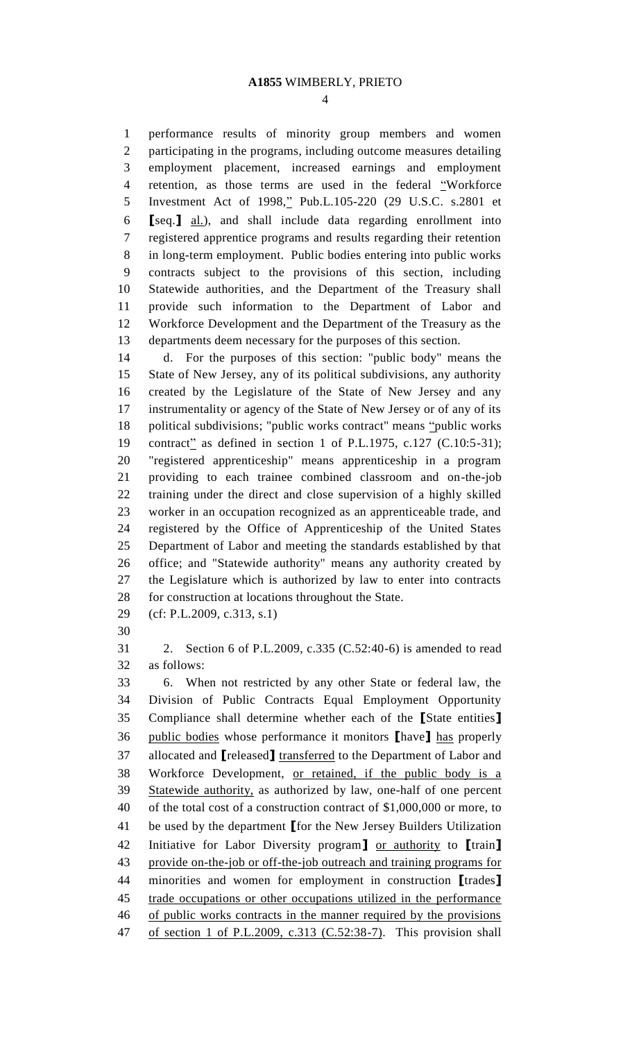performance results of minority group members and women participating in the programs, including outcome measures detailing employment placement, increased earnings and employment retention, as those terms are used in the federal "Workforce Investment Act of 1998," Pub.L.105-220 (29 U.S.C. s.2801 et ⟦seq.⟧ al.), and shall include data regarding enrollment into registered apprentice programs and results regarding their retention in long-term employment. Public bodies entering into public works contracts subject to the provisions of this section, including Statewide authorities, and the Department of the Treasury shall provide such information to the Department of Labor and Workforce Development and the Department of the Treasury as the departments deem necessary for the purposes of this section.

d. For the purposes of this section: "public body" means the State of New Jersey, any of its political subdivisions, any authority created by the Legislature of the State of New Jersey and any instrumentality or agency of the State of New Jersey or of any of its political subdivisions; "public works contract" means "public works contract" as defined in section 1 of P.L.1975, c.127 (C.10:5-31); "registered apprenticeship" means apprenticeship in a program providing to each trainee combined classroom and on-the-job training under the direct and close supervision of a highly skilled worker in an occupation recognized as an apprenticeable trade, and registered by the Office of Apprenticeship of the United States Department of Labor and meeting the standards established by that office; and "Statewide authority" means any authority created by the Legislature which is authorized by law to enter into contracts for construction at locations throughout the State.

(cf: P.L.2009, c.313, s.1)

2. Section 6 of P.L.2009, c.335 (C.52:40-6) is amended to read as follows:

6. When not restricted by any other State or federal law, the Division of Public Contracts Equal Employment Opportunity Compliance shall determine whether each of the ⟦State entities⟧ public bodies whose performance it monitors ⟦have⟧ has properly allocated and ⟦released⟧ transferred to the Department of Labor and Workforce Development, or retained, if the public body is a Statewide authority, as authorized by law, one-half of one percent of the total cost of a construction contract of $1,000,000 or more, to be used by the department ⟦for the New Jersey Builders Utilization Initiative for Labor Diversity program⟧ or authority to ⟦train⟧ provide on-the-job or off-the-job outreach and training programs for minorities and women for employment in construction ⟦trades⟧ trade occupations or other occupations utilized in the performance of public works contracts in the manner required by the provisions of section 1 of P.L.2009, c.313 (C.52:38-7). This provision shall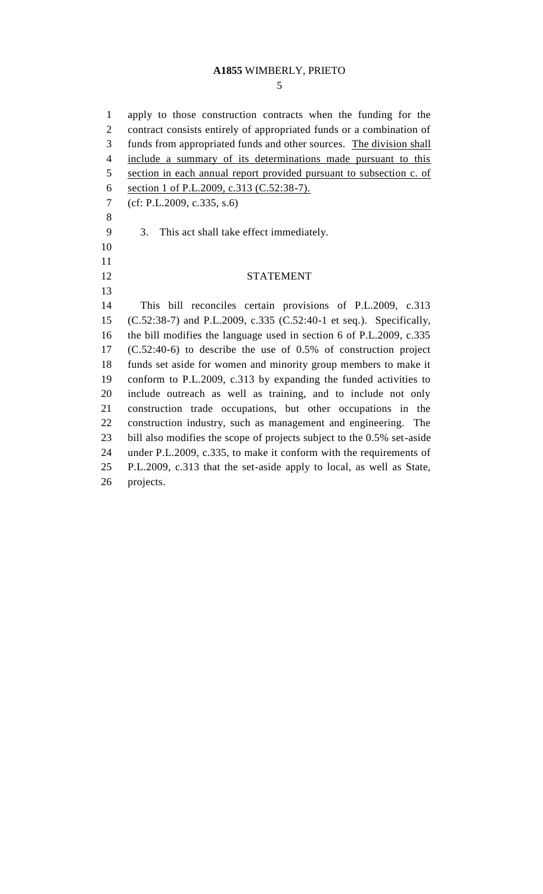apply to those construction contracts when the funding for the contract consists entirely of appropriated funds or a combination of funds from appropriated funds and other sources. <u>The division shall include a summary of its determinations made pursuant to this section in each annual report provided pursuant to subsection c. of section 1 of P.L.2009, c.313 (C.52:38-7).</u>

(cf: P.L.2009, c.335, s.6)

3. This act shall take effect immediately.

## STATEMENT

This bill reconciles certain provisions of P.L.2009, c.313 (C.52:38-7) and P.L.2009, c.335 (C.52:40-1 et seq.). Specifically, the bill modifies the language used in section 6 of P.L.2009, c.335 (C.52:40-6) to describe the use of 0.5% of construction project funds set aside for women and minority group members to make it conform to P.L.2009, c.313 by expanding the funded activities to include outreach as well as training, and to include not only construction trade occupations, but other occupations in the construction industry, such as management and engineering. The bill also modifies the scope of projects subject to the 0.5% set-aside under P.L.2009, c.335, to make it conform with the requirements of P.L.2009, c.313 that the set-aside apply to local, as well as State, projects.